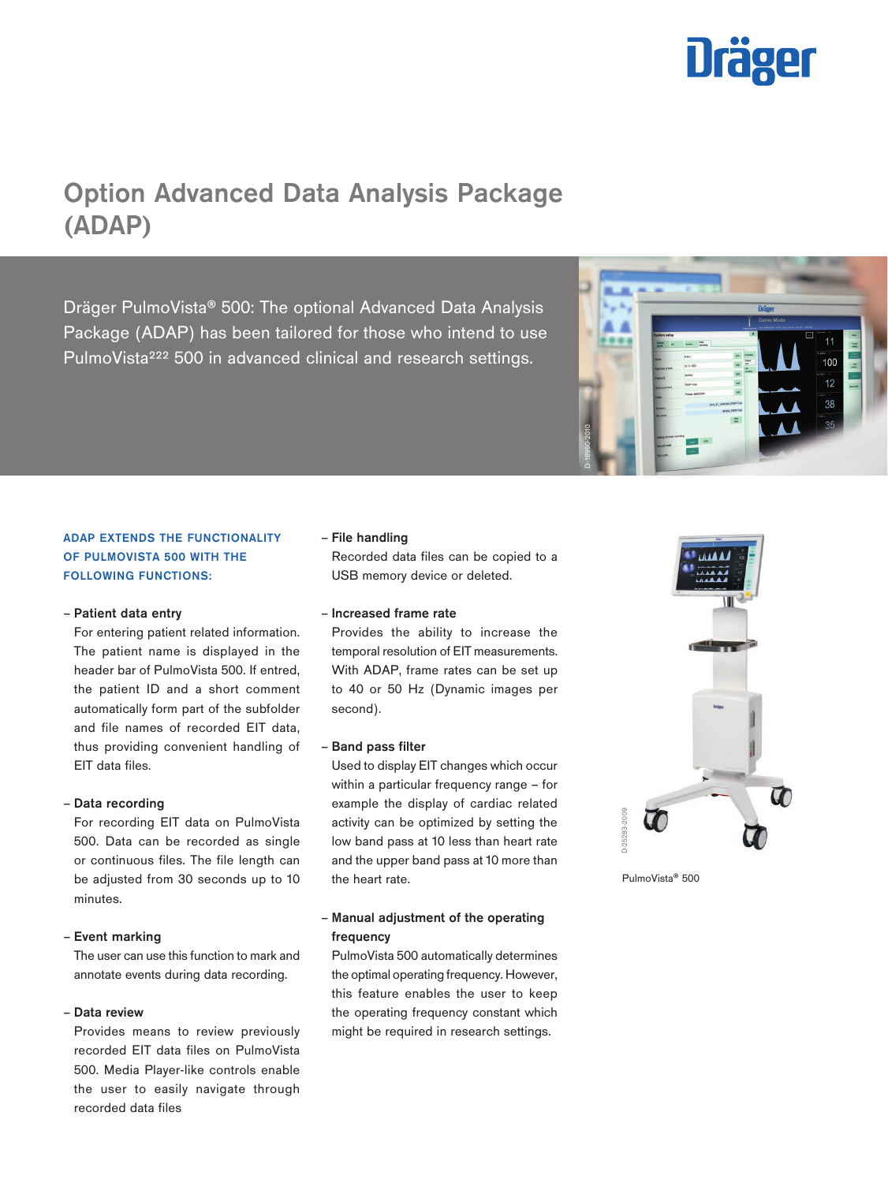# Option Advanced Data Analysis Package (ADAP)

Dräger PulmoVista® 500: The optional Advanced Data Analysis Package (ADAP) has been tailored for those who intend to use PulmoVista²²² 500 in advanced clinical and research settings.

### ADAP EXTENDS THE FUNCTIONALITY OF PULMOVISTA 500 WITH THE FOLLOWING FUNCTIONS:

– **Patient data entry**
For entering patient related information. The patient name is displayed in the header bar of PulmoVista 500. If entred, the patient ID and a short comment automatically form part of the subfolder and file names of recorded EIT data, thus providing convenient handling of EIT data files.

– **Data recording**
For recording EIT data on PulmoVista 500. Data can be recorded as single or continuous files. The file length can be adjusted from 30 seconds up to 10 minutes.

– **Event marking**
The user can use this function to mark and annotate events during data recording.

– **Data review**
Provides means to review previously recorded EIT data files on PulmoVista 500. Media Player-like controls enable the user to easily navigate through recorded data files

– **File handling**
Recorded data files can be copied to a USB memory device or deleted.

– **Increased frame rate**
Provides the ability to increase the temporal resolution of EIT measurements. With ADAP, frame rates can be set up to 40 or 50 Hz (Dynamic images per second).

– **Band pass filter**
Used to display EIT changes which occur within a particular frequency range – for example the display of cardiac related activity can be optimized by setting the low band pass at 10 less than heart rate and the upper band pass at 10 more than the heart rate.

– **Manual adjustment of the operating frequency**
PulmoVista 500 automatically determines the optimal operating frequency. However, this feature enables the user to keep the operating frequency constant which might be required in research settings.

PulmoVista® 500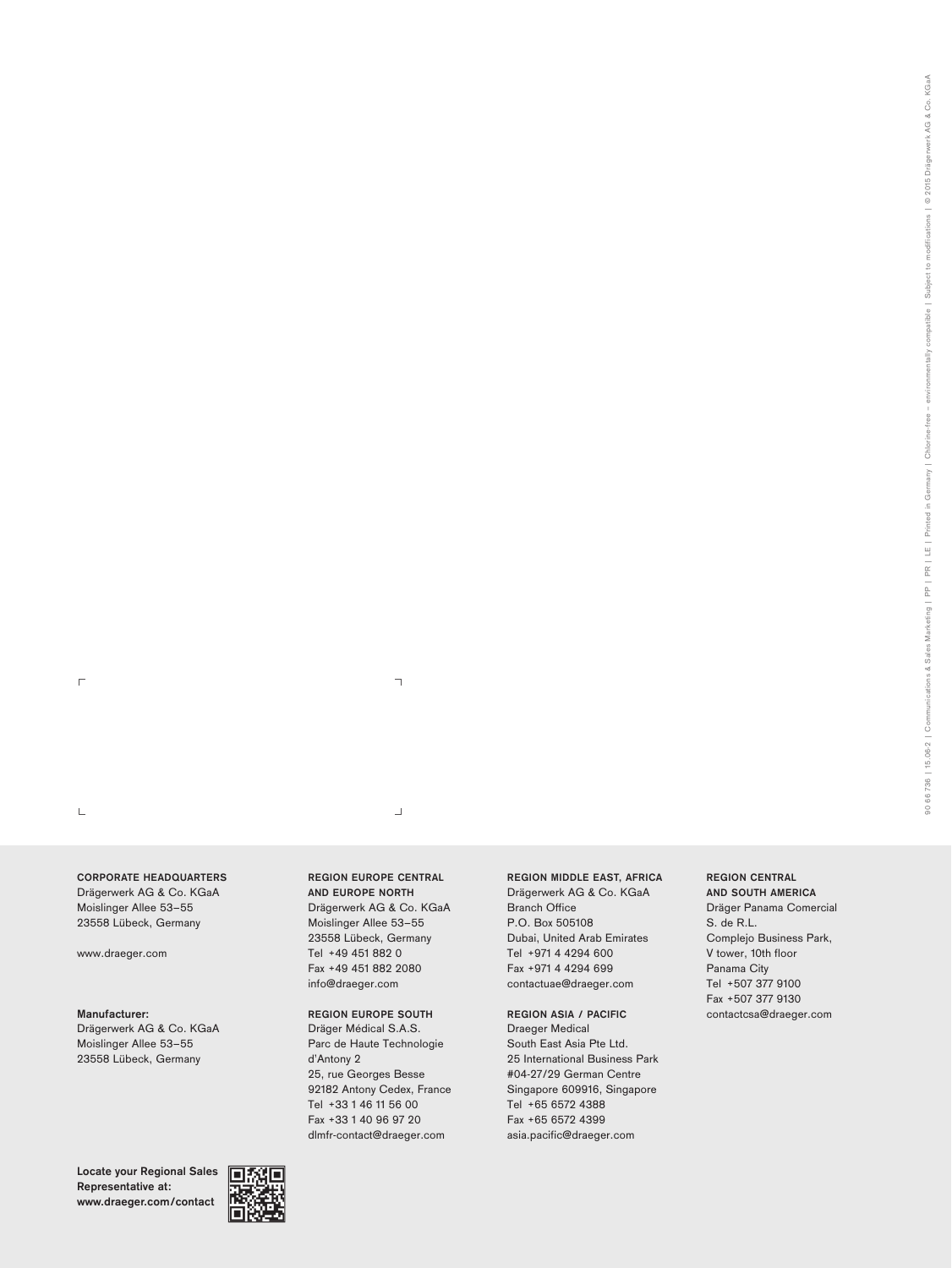**CORPORATE HEADQUARTERS**
Drägerwerk AG & Co. KGaA
Moislinger Allee 53–55
23558 Lübeck, Germany

www.draeger.com

**Manufacturer:**
Drägerwerk AG & Co. KGaA
Moislinger Allee 53–55
23558 Lübeck, Germany

**REGION EUROPE CENTRAL AND EUROPE NORTH**
Drägerwerk AG & Co. KGaA
Moislinger Allee 53–55
23558 Lübeck, Germany
Tel +49 451 882 0
Fax +49 451 882 2080
info@draeger.com

**REGION EUROPE SOUTH**
Dräger Médical S.A.S.
Parc de Haute Technologie d'Antony 2
25, rue Georges Besse
92182 Antony Cedex, France
Tel +33 1 46 11 56 00
Fax +33 1 40 96 97 20
dlmfr-contact@draeger.com

**REGION MIDDLE EAST, AFRICA**
Drägerwerk AG & Co. KGaA
Branch Office
P.O. Box 505108
Dubai, United Arab Emirates
Tel +971 4 4294 600
Fax +971 4 4294 699
contactuae@draeger.com

**REGION ASIA / PACIFIC**
Draeger Medical
South East Asia Pte Ltd.
25 International Business Park
#04-27/29 German Centre
Singapore 609916, Singapore
Tel +65 6572 4388
Fax +65 6572 4399
asia.pacific@draeger.com

**REGION CENTRAL AND SOUTH AMERICA**
Dräger Panama Comercial S. de R.L.
Complejo Business Park,
V tower, 10th floor
Panama City
Tel +507 377 9100
Fax +507 377 9130
contactcsa@draeger.com

**Locate your Regional Sales Representative at: www.draeger.com/contact**

90 66 736 | 15.06-2 | Communications & Sales Marketing | PP | PR | LE | Printed in Germany | Chlorine-free – environmentally compatible | Subject to modifications | © 2015 Drägerwerk AG & Co. KGaA